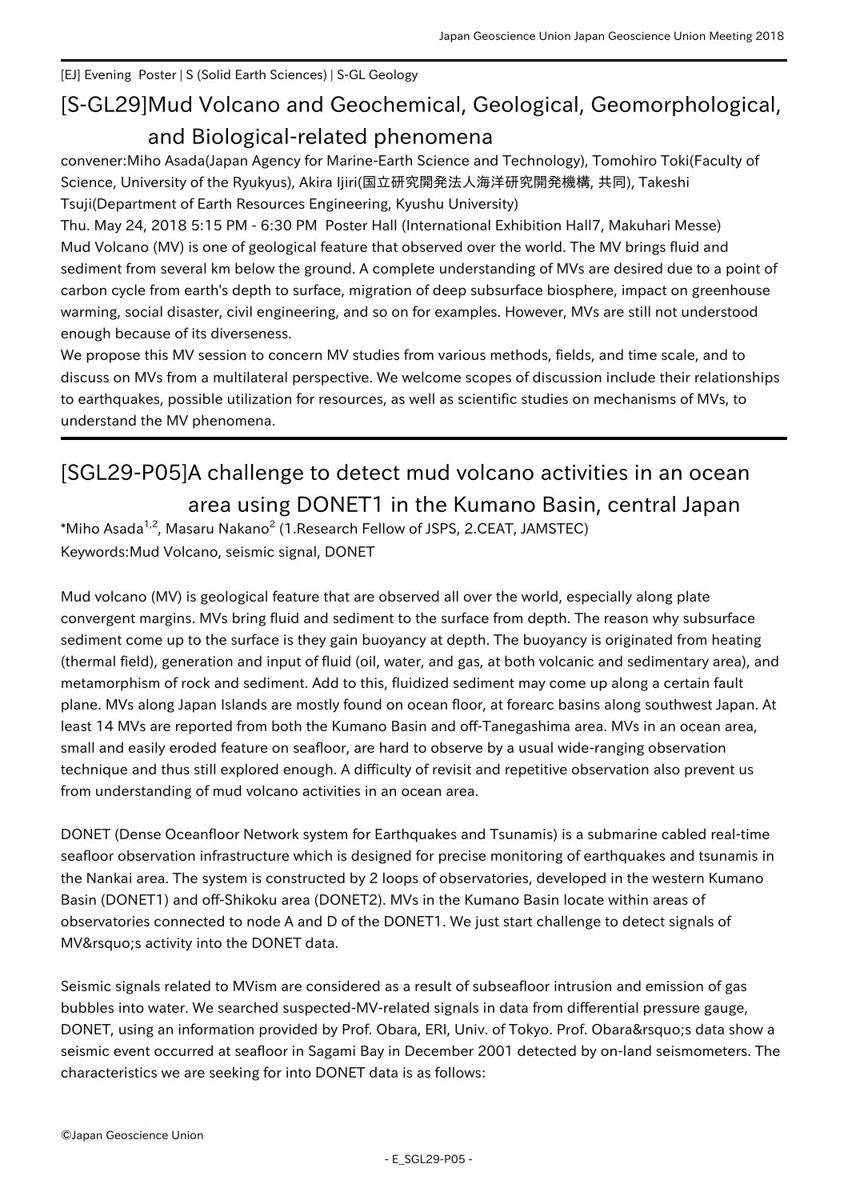[EJ] Evening Poster | S (Solid Earth Sciences) | S-GL Geology

# [S-GL29]Mud Volcano and Geochemical, Geological, Geomorphological, and Biological-related phenomena

convener:Miho Asada(Japan Agency for Marine-Earth Science and Technology), Tomohiro Toki(Faculty of Science, University of the Ryukyus), Akira Ijiri(国立研究開発法人海洋研究開発機構, 共同), Takeshi Tsuji(Department of Earth Resources Engineering, Kyushu University)

Thu. May 24, 2018 5:15 PM - 6:30 PM Poster Hall (International Exhibition Hall7, Makuhari Messe)

Mud Volcano (MV) is one of geological feature that observed over the world. The MV brings fluid and sediment from several km below the ground. A complete understanding of MVs are desired due to a point of carbon cycle from earth's depth to surface, migration of deep subsurface biosphere, impact on greenhouse warming, social disaster, civil engineering, and so on for examples. However, MVs are still not understood enough because of its diverseness.

We propose this MV session to concern MV studies from various methods, fields, and time scale, and to discuss on MVs from a multilateral perspective. We welcome scopes of discussion include their relationships to earthquakes, possible utilization for resources, as well as scientific studies on mechanisms of MVs, to understand the MV phenomena.

## [SGL29-P05]A challenge to detect mud volcano activities in an ocean area using DONET1 in the Kumano Basin, central Japan

*Miho Asada[1,2], Masaru Nakano[2] (1.Research Fellow of JSPS, 2.CEAT, JAMSTEC)

Keywords:Mud Volcano, seismic signal, DONET

Mud volcano (MV) is geological feature that are observed all over the world, especially along plate convergent margins. MVs bring fluid and sediment to the surface from depth. The reason why subsurface sediment come up to the surface is they gain buoyancy at depth. The buoyancy is originated from heating (thermal field), generation and input of fluid (oil, water, and gas, at both volcanic and sedimentary area), and metamorphism of rock and sediment. Add to this, fluidized sediment may come up along a certain fault plane. MVs along Japan Islands are mostly found on ocean floor, at forearc basins along southwest Japan. At least 14 MVs are reported from both the Kumano Basin and off-Tanegashima area. MVs in an ocean area, small and easily eroded feature on seafloor, are hard to observe by a usual wide-ranging observation technique and thus still explored enough. A difficulty of revisit and repetitive observation also prevent us from understanding of mud volcano activities in an ocean area.

DONET (Dense Oceanfloor Network system for Earthquakes and Tsunamis) is a submarine cabled real-time seafloor observation infrastructure which is designed for precise monitoring of earthquakes and tsunamis in the Nankai area. The system is constructed by 2 loops of observatories, developed in the western Kumano Basin (DONET1) and off-Shikoku area (DONET2). MVs in the Kumano Basin locate within areas of observatories connected to node A and D of the DONET1. We just start challenge to detect signals of MV&rsquo;s activity into the DONET data.

Seismic signals related to MVism are considered as a result of subseafloor intrusion and emission of gas bubbles into water. We searched suspected-MV-related signals in data from differential pressure gauge, DONET, using an information provided by Prof. Obara, ERI, Univ. of Tokyo. Prof. Obara&rsquo;s data show a seismic event occurred at seafloor in Sagami Bay in December 2001 detected by on-land seismometers. The characteristics we are seeking for into DONET data is as follows: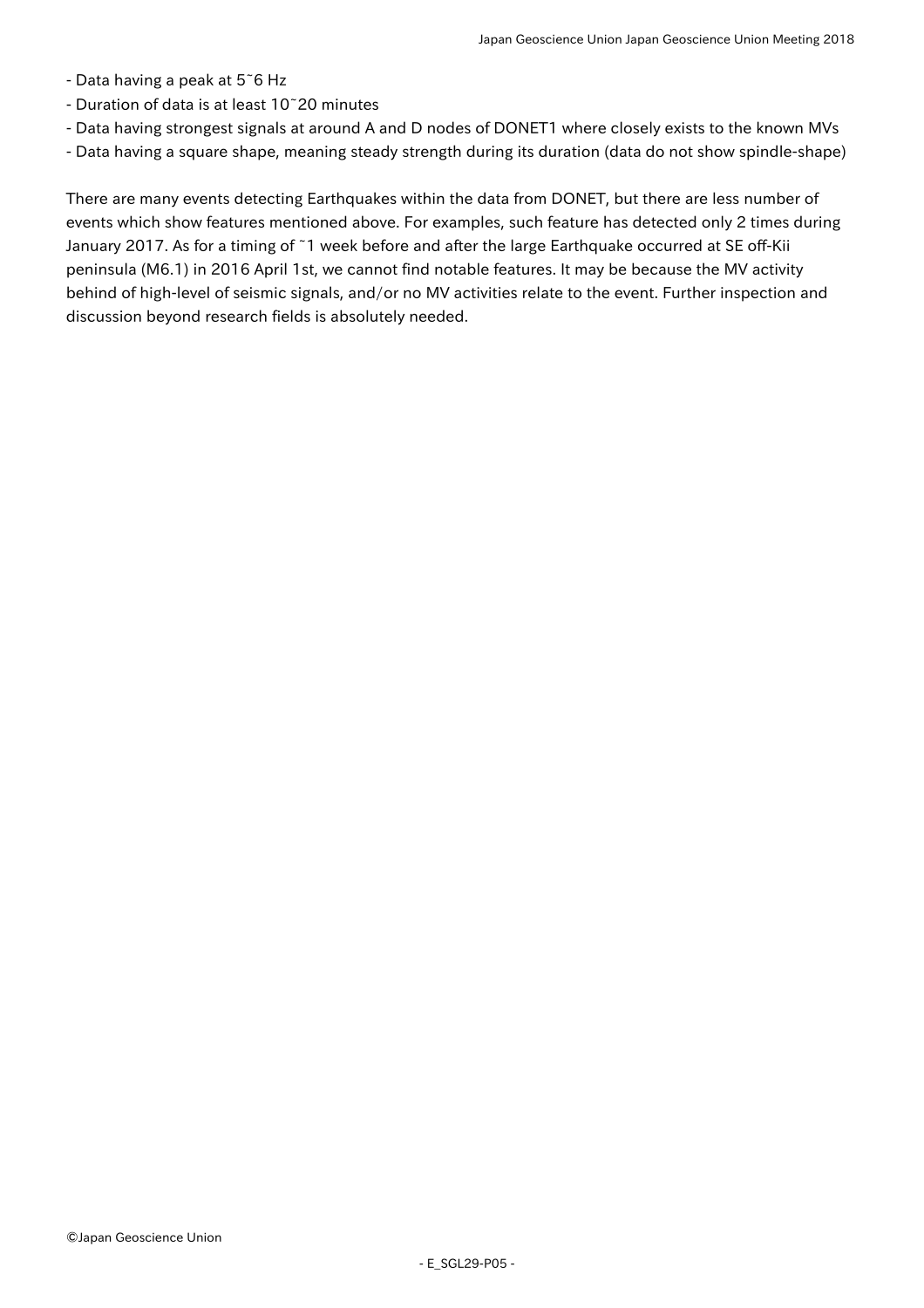- Data having a peak at 5~6 Hz
- Duration of data is at least 10~20 minutes
- Data having strongest signals at around A and D nodes of DONET1 where closely exists to the known MVs
- Data having a square shape, meaning steady strength during its duration (data do not show spindle-shape)

There are many events detecting Earthquakes within the data from DONET, but there are less number of events which show features mentioned above. For examples, such feature has detected only 2 times during January 2017. As for a timing of ~1 week before and after the large Earthquake occurred at SE off-Kii peninsula (M6.1) in 2016 April 1st, we cannot find notable features. It may be because the MV activity behind of high-level of seismic signals, and/or no MV activities relate to the event. Further inspection and discussion beyond research fields is absolutely needed.